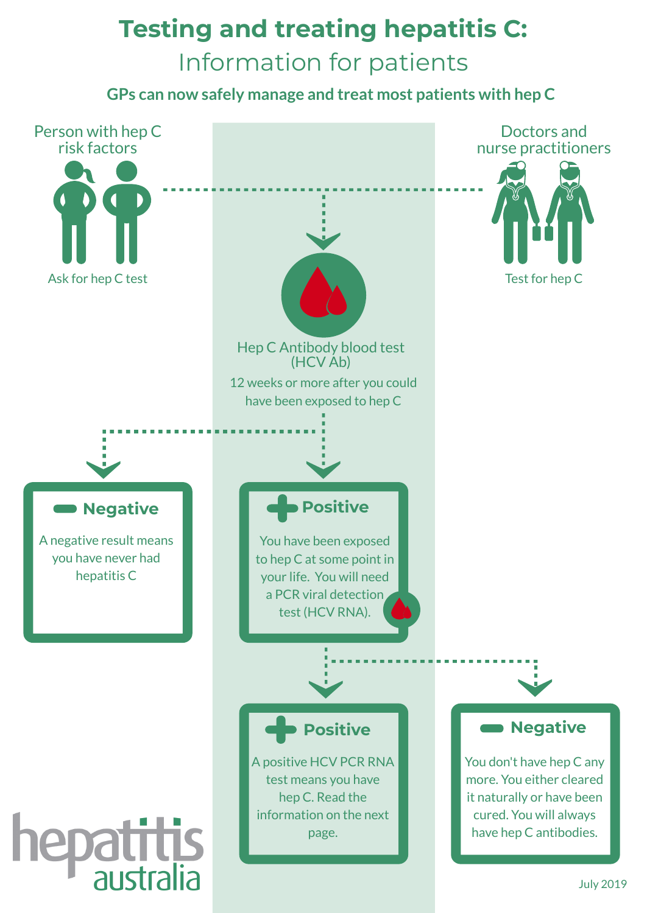# Testing and treating hepatitis C:

## Information for patients

**GPs can now safely manage and treat most patients with hep C**

Person with hep C risk factors

Ask for hep C test

Doctors and nurse practitioners

Test for hep C

Hep C Antibody blood test (HCV Ab)

12 weeks or more after you could have been exposed to hep C

### Negative

A negative result means you have never had hepatitis C

### Positive

You have been exposed to hep C at some point in your life. You will need a PCR viral detection test (HCV RNA).

### Positive

A positive HCV PCR RNA test means you have hep C. Read the information on the next page.

### Negative

You don't have hep C any more. You either cleared it naturally or have been cured. You will always have hep C antibodies.

hepatitis australia

July 2019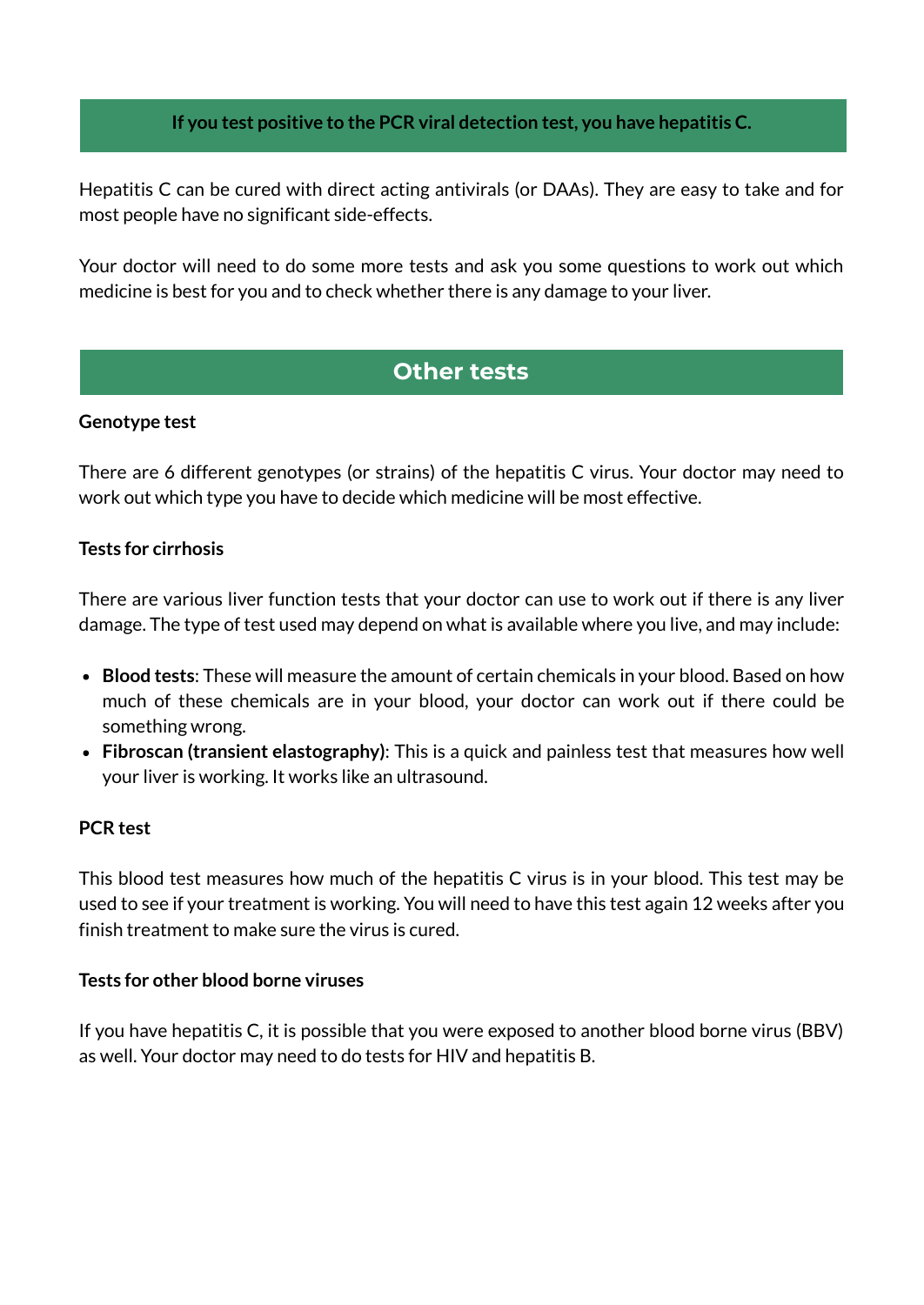**If you test positive to the PCR viral detection test, you have hepatitis C.**

Hepatitis C can be cured with direct acting antivirals (or DAAs). They are easy to take and for most people have no significant side-effects.

Your doctor will need to do some more tests and ask you some questions to work out which medicine is best for you and to check whether there is any damage to your liver.

## Other tests

**Genotype test**

There are 6 different genotypes (or strains) of the hepatitis C virus. Your doctor may need to work out which type you have to decide which medicine will be most effective.

**Tests for cirrhosis**

There are various liver function tests that your doctor can use to work out if there is any liver damage. The type of test used may depend on what is available where you live, and may include:

- **Blood tests**: These will measure the amount of certain chemicals in your blood. Based on how much of these chemicals are in your blood, your doctor can work out if there could be something wrong.
- **Fibroscan (transient elastography)**: This is a quick and painless test that measures how well your liver is working. It works like an ultrasound.

**PCR test**

This blood test measures how much of the hepatitis C virus is in your blood. This test may be used to see if your treatment is working. You will need to have this test again 12 weeks after you finish treatment to make sure the virus is cured.

**Tests for other blood borne viruses**

If you have hepatitis C, it is possible that you were exposed to another blood borne virus (BBV) as well. Your doctor may need to do tests for HIV and hepatitis B.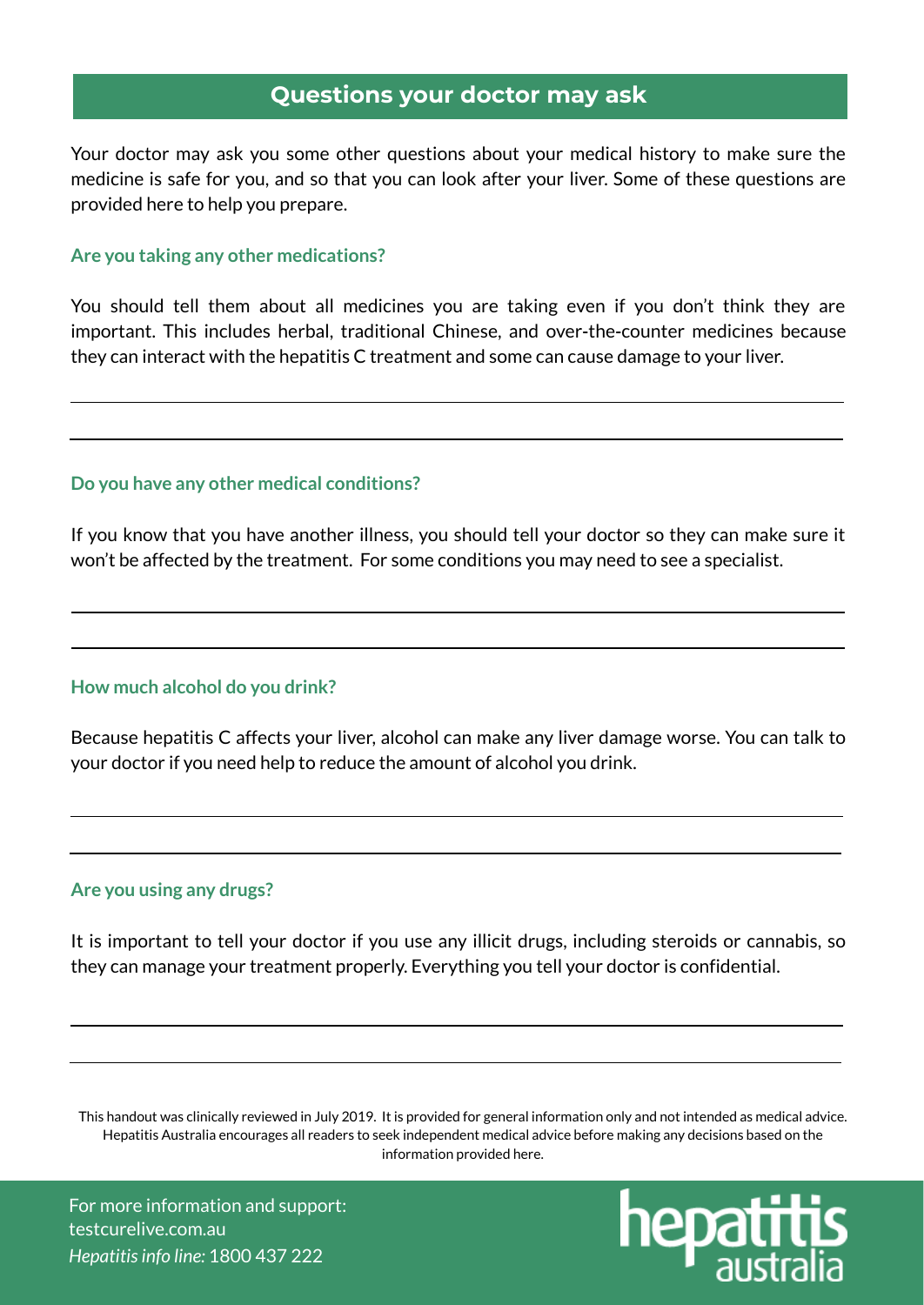## Questions your doctor may ask

Your doctor may ask you some other questions about your medical history to make sure the medicine is safe for you, and so that you can look after your liver. Some of these questions are provided here to help you prepare.

### Are you taking any other medications?

You should tell them about all medicines you are taking even if you don't think they are important. This includes herbal, traditional Chinese, and over-the-counter medicines because they can interact with the hepatitis C treatment and some can cause damage to your liver.

### Do you have any other medical conditions?

If you know that you have another illness, you should tell your doctor so they can make sure it won't be affected by the treatment. For some conditions you may need to see a specialist.

### How much alcohol do you drink?

Because hepatitis C affects your liver, alcohol can make any liver damage worse. You can talk to your doctor if you need help to reduce the amount of alcohol you drink.

### Are you using any drugs?

It is important to tell your doctor if you use any illicit drugs, including steroids or cannabis, so they can manage your treatment properly. Everything you tell your doctor is confidential.

This handout was clinically reviewed in July 2019. It is provided for general information only and not intended as medical advice. Hepatitis Australia encourages all readers to seek independent medical advice before making any decisions based on the information provided here.

For more information and support:
testcurelive.com.au
*Hepatitis info line:* 1800 437 222

hepatitis australia